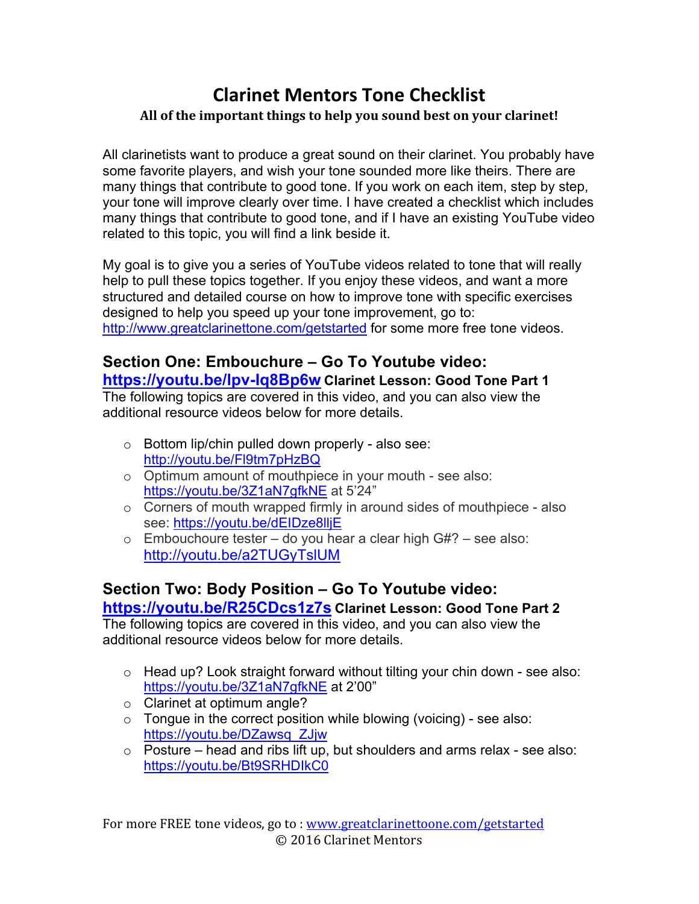# Clarinet Mentors Tone Checklist

**All of the important things to help you sound best on your clarinet!**

All clarinetists want to produce a great sound on their clarinet. You probably have some favorite players, and wish your tone sounded more like theirs. There are many things that contribute to good tone. If you work on each item, step by step, your tone will improve clearly over time. I have created a checklist which includes many things that contribute to good tone, and if I have an existing YouTube video related to this topic, you will find a link beside it.

My goal is to give you a series of YouTube videos related to tone that will really help to pull these topics together. If you enjoy these videos, and want a more structured and detailed course on how to improve tone with specific exercises designed to help you speed up your tone improvement, go to: http://www.greatclarinettone.com/getstarted for some more free tone videos.

## Section One: Embouchure – Go To Youtube video:

**https://youtu.be/lpv-lq8Bp6w Clarinet Lesson: Good Tone Part 1**

The following topics are covered in this video, and you can also view the additional resource videos below for more details.

- Bottom lip/chin pulled down properly - also see: http://youtu.be/Fl9tm7pHzBQ
- Optimum amount of mouthpiece in your mouth - see also: https://youtu.be/3Z1aN7gfkNE at 5'24"
- Corners of mouth wrapped firmly in around sides of mouthpiece - also see: https://youtu.be/dEIDze8lljE
- Embouchoure tester – do you hear a clear high G#? – see also: http://youtu.be/a2TUGyTslUM

## Section Two: Body Position – Go To Youtube video:

**https://youtu.be/R25CDcs1z7s Clarinet Lesson: Good Tone Part 2**

The following topics are covered in this video, and you can also view the additional resource videos below for more details.

- Head up? Look straight forward without tilting your chin down - see also: https://youtu.be/3Z1aN7gfkNE at 2'00"
- Clarinet at optimum angle?
- Tongue in the correct position while blowing (voicing) - see also: https://youtu.be/DZawsq_ZJjw
- Posture – head and ribs lift up, but shoulders and arms relax - see also: https://youtu.be/Bt9SRHDIkC0

For more FREE tone videos, go to : www.greatclarinettoone.com/getstarted
© 2016 Clarinet Mentors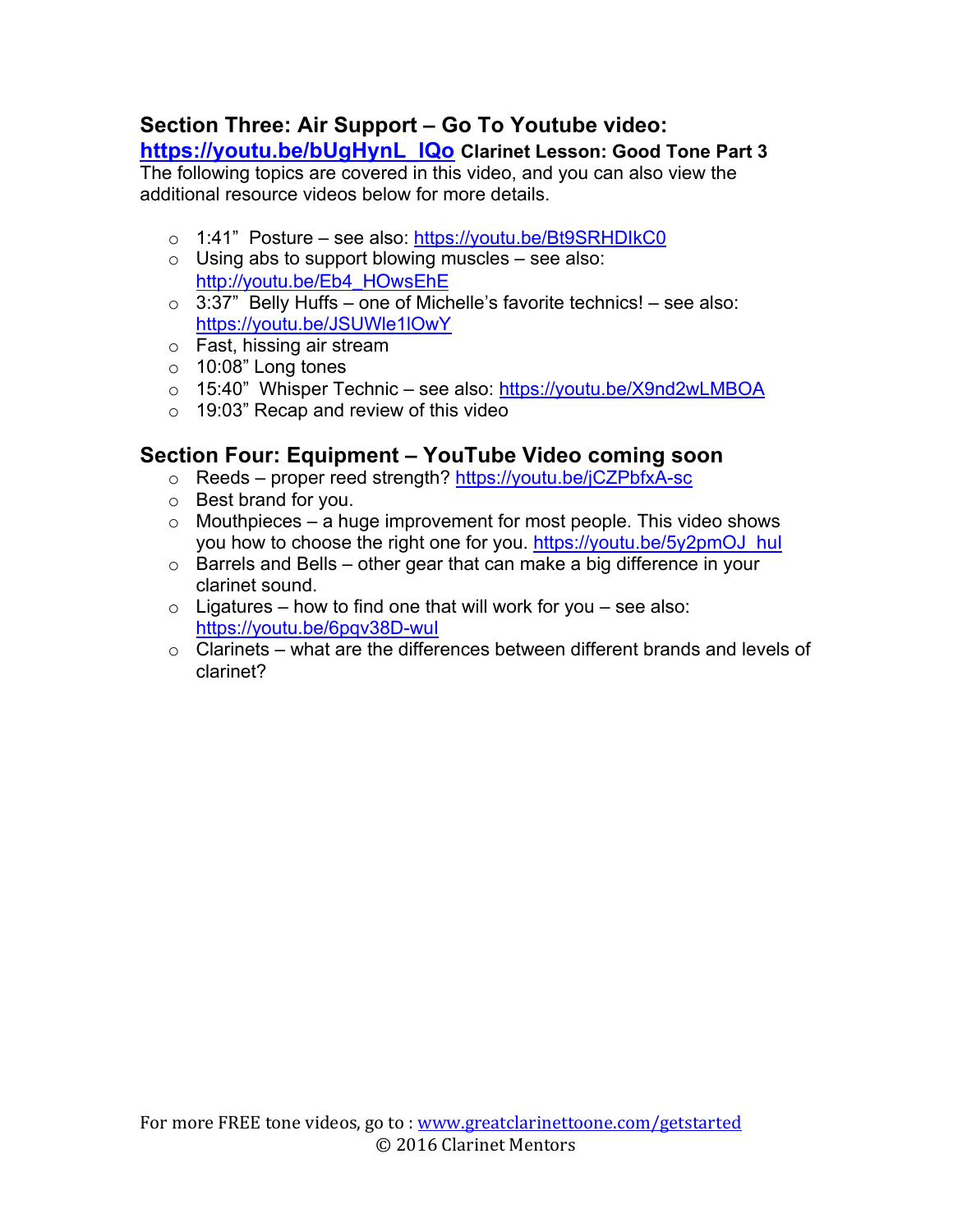## Section Three: Air Support – Go To Youtube video:

**https://youtu.be/bUgHynL_lQo** **Clarinet Lesson: Good Tone Part 3**

The following topics are covered in this video, and you can also view the additional resource videos below for more details.

- 1:41" Posture – see also: https://youtu.be/Bt9SRHDIkC0
- Using abs to support blowing muscles – see also: http://youtu.be/Eb4_HOwsEhE
- 3:37" Belly Huffs – one of Michelle's favorite technics! – see also: https://youtu.be/JSUWle1lOwY
- Fast, hissing air stream
- 10:08" Long tones
- 15:40" Whisper Technic – see also: https://youtu.be/X9nd2wLMBOA
- 19:03" Recap and review of this video

## Section Four: Equipment – YouTube Video coming soon

- Reeds – proper reed strength? https://youtu.be/jCZPbfxA-sc
- Best brand for you.
- Mouthpieces – a huge improvement for most people. This video shows you how to choose the right one for you. https://youtu.be/5y2pmOJ_huI
- Barrels and Bells – other gear that can make a big difference in your clarinet sound.
- Ligatures – how to find one that will work for you – see also: https://youtu.be/6pqv38D-wuI
- Clarinets – what are the differences between different brands and levels of clarinet?

For more FREE tone videos, go to : www.greatclarinettone.com/getstarted

© 2016 Clarinet Mentors